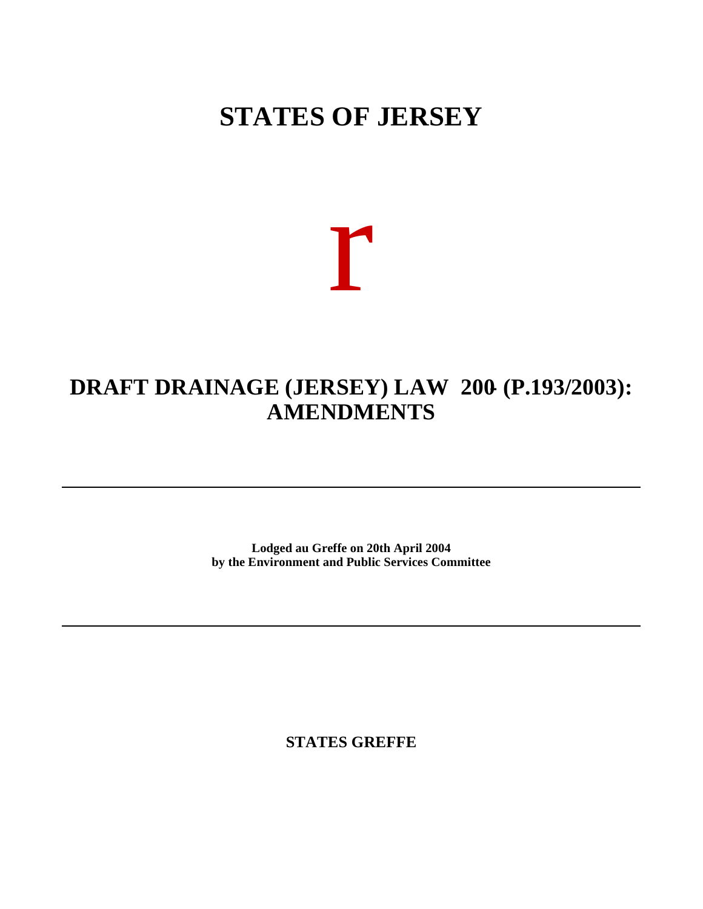# STATES OF JERSEY

r

## DRAFT DRAINAGE (JERSEY) LAW 200- (P.193/2003): AMENDMENTS

---

**Lodged au Greffe on 20th April 2004**
**by the Environment and Public Services Committee**

---

**STATES GREFFE**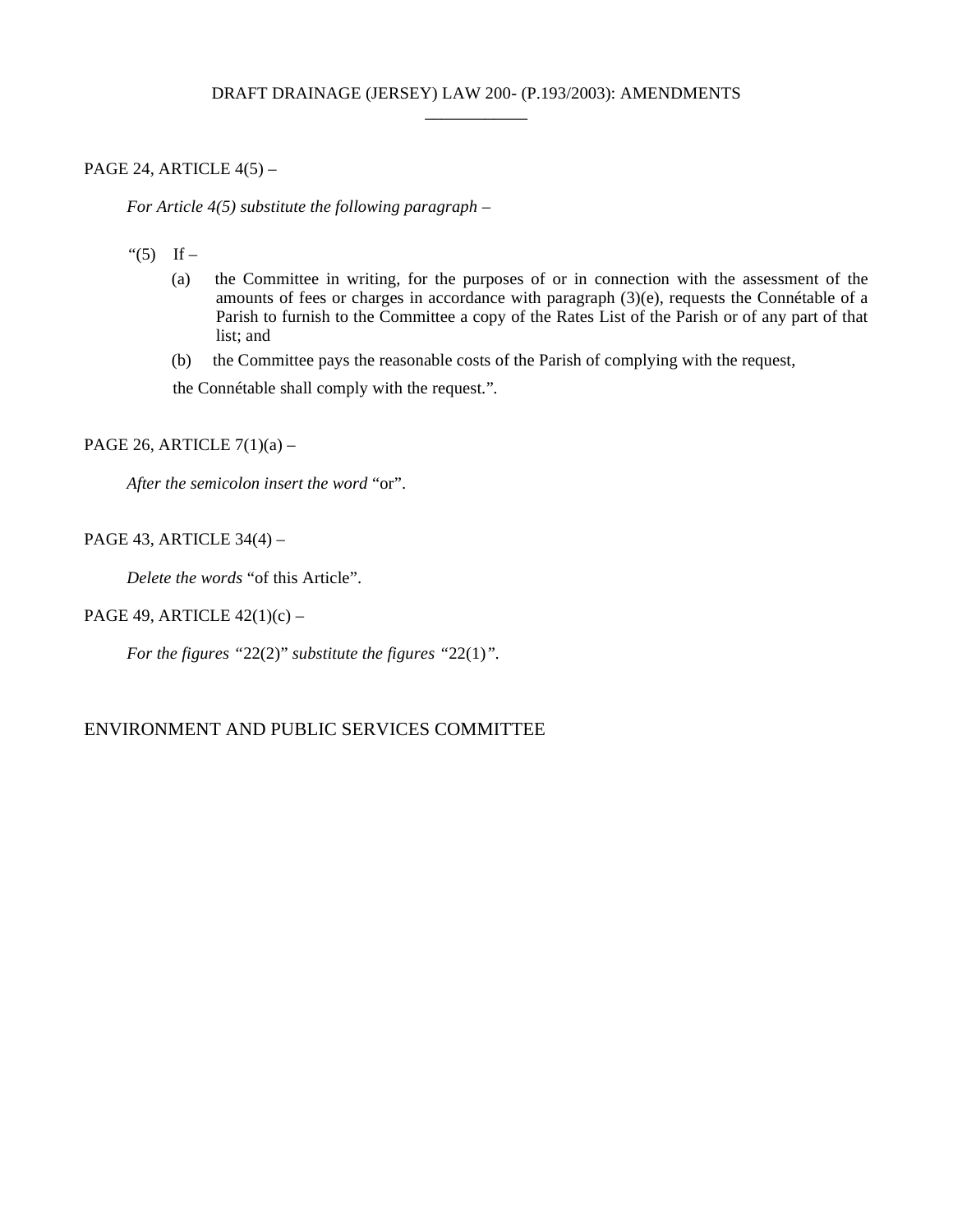# DRAFT DRAINAGE (JERSEY) LAW 200- (P.193/2003): AMENDMENTS

PAGE 24, ARTICLE 4(5) –

*For Article 4(5) substitute the following paragraph –*

“(5) If –

(a) the Committee in writing, for the purposes of or in connection with the assessment of the amounts of fees or charges in accordance with paragraph (3)(e), requests the Connétable of a Parish to furnish to the Committee a copy of the Rates List of the Parish or of any part of that list; and

(b) the Committee pays the reasonable costs of the Parish of complying with the request,

the Connétable shall comply with the request.”.

PAGE 26, ARTICLE 7(1)(a) –

*After the semicolon insert the word* “or”.

PAGE 43, ARTICLE 34(4) –

*Delete the words* “of this Article”.

PAGE 49, ARTICLE 42(1)(c) –

*For the figures* “22(2)” *substitute the figures* “22(1)”.

ENVIRONMENT AND PUBLIC SERVICES COMMITTEE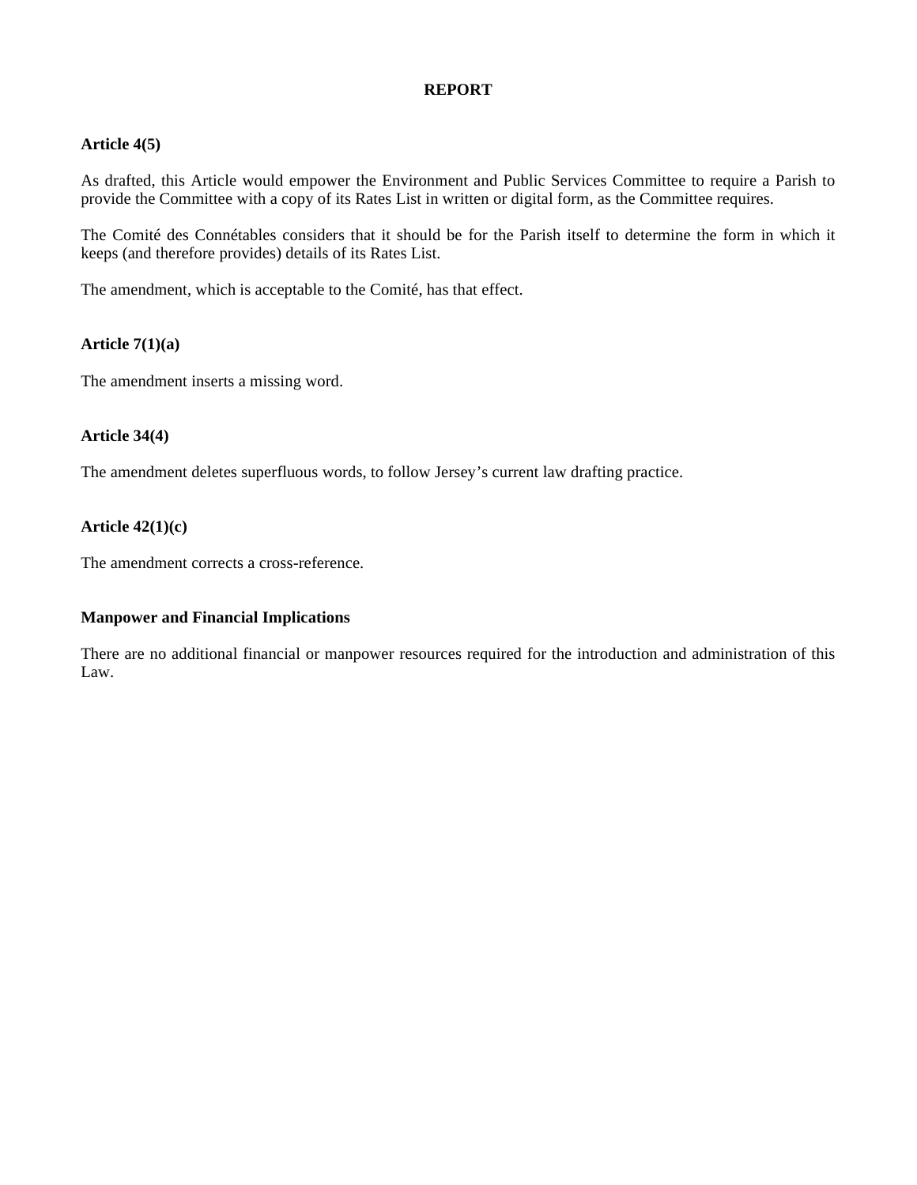# REPORT

**Article 4(5)**

As drafted, this Article would empower the Environment and Public Services Committee to require a Parish to provide the Committee with a copy of its Rates List in written or digital form, as the Committee requires.

The Comité des Connétables considers that it should be for the Parish itself to determine the form in which it keeps (and therefore provides) details of its Rates List.

The amendment, which is acceptable to the Comité, has that effect.

**Article 7(1)(a)**

The amendment inserts a missing word.

**Article 34(4)**

The amendment deletes superfluous words, to follow Jersey's current law drafting practice.

**Article 42(1)(c)**

The amendment corrects a cross-reference.

**Manpower and Financial Implications**

There are no additional financial or manpower resources required for the introduction and administration of this Law.